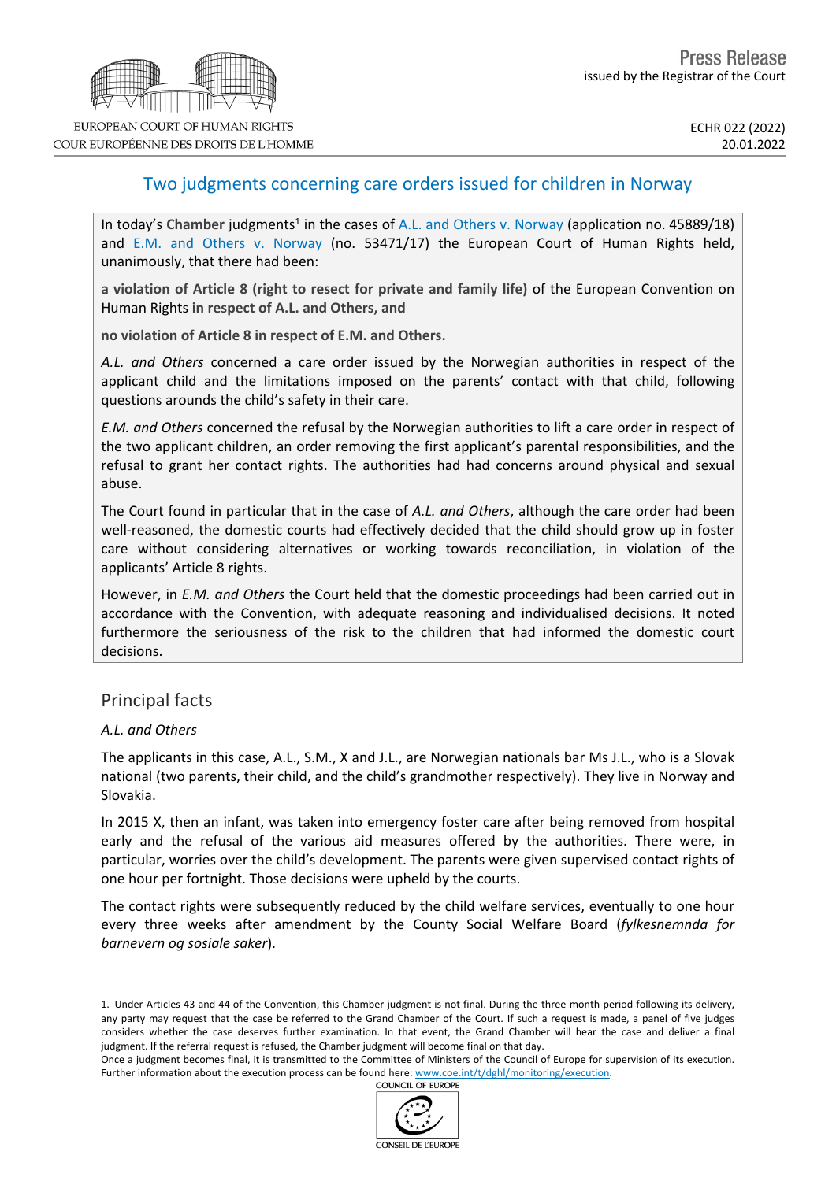Press Release
issued by the Registrar of the Court

EUROPEAN COURT OF HUMAN RIGHTS
COUR EUROPÉENNE DES DROITS DE L'HOMME

ECHR 022 (2022)
20.01.2022

# Two judgments concerning care orders issued for children in Norway

In today's **Chamber** judgments[1] in the cases of A.L. and Others v. Norway (application no. 45889/18) and E.M. and Others v. Norway (no. 53471/17) the European Court of Human Rights held, unanimously, that there had been:

**a violation of Article 8 (right to resect for private and family life)** of the European Convention on Human Rights **in respect of A.L. and Others, and**

**no violation of Article 8 in respect of E.M. and Others.**

*A.L. and Others* concerned a care order issued by the Norwegian authorities in respect of the applicant child and the limitations imposed on the parents' contact with that child, following questions arounds the child's safety in their care.

*E.M. and Others* concerned the refusal by the Norwegian authorities to lift a care order in respect of the two applicant children, an order removing the first applicant's parental responsibilities, and the refusal to grant her contact rights. The authorities had had concerns around physical and sexual abuse.

The Court found in particular that in the case of *A.L. and Others*, although the care order had been well-reasoned, the domestic courts had effectively decided that the child should grow up in foster care without considering alternatives or working towards reconciliation, in violation of the applicants' Article 8 rights.

However, in *E.M. and Others* the Court held that the domestic proceedings had been carried out in accordance with the Convention, with adequate reasoning and individualised decisions. It noted furthermore the seriousness of the risk to the children that had informed the domestic court decisions.

## Principal facts

*A.L. and Others*

The applicants in this case, A.L., S.M., X and J.L., are Norwegian nationals bar Ms J.L., who is a Slovak national (two parents, their child, and the child's grandmother respectively). They live in Norway and Slovakia.

In 2015 X, then an infant, was taken into emergency foster care after being removed from hospital early and the refusal of the various aid measures offered by the authorities. There were, in particular, worries over the child's development. The parents were given supervised contact rights of one hour per fortnight. Those decisions were upheld by the courts.

The contact rights were subsequently reduced by the child welfare services, eventually to one hour every three weeks after amendment by the County Social Welfare Board (*fylkesnemnda for barnevern og sosiale saker*).

1. Under Articles 43 and 44 of the Convention, this Chamber judgment is not final. During the three-month period following its delivery, any party may request that the case be referred to the Grand Chamber of the Court. If such a request is made, a panel of five judges considers whether the case deserves further examination. In that event, the Grand Chamber will hear the case and deliver a final judgment. If the referral request is refused, the Chamber judgment will become final on that day.
Once a judgment becomes final, it is transmitted to the Committee of Ministers of the Council of Europe for supervision of its execution. Further information about the execution process can be found here: www.coe.int/t/dghl/monitoring/execution.

COUNCIL OF EUROPE
CONSEIL DE L'EUROPE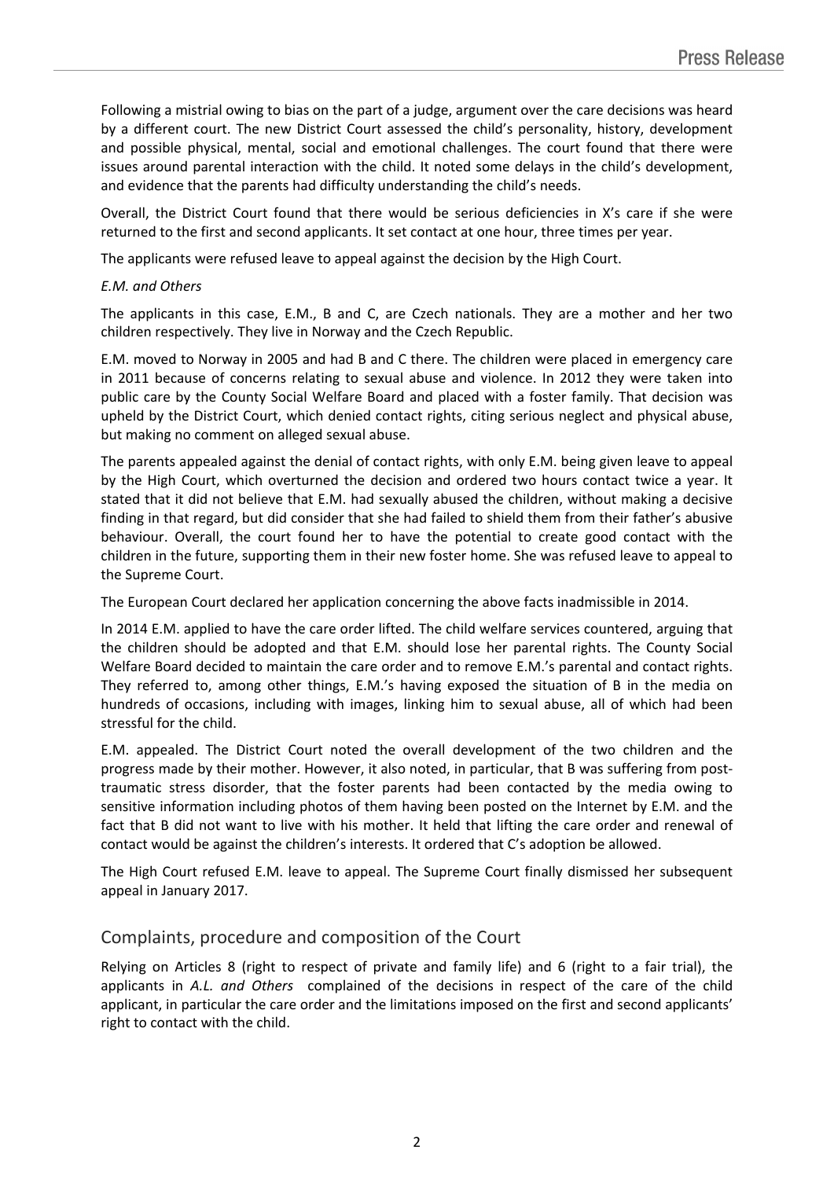Following a mistrial owing to bias on the part of a judge, argument over the care decisions was heard by a different court. The new District Court assessed the child's personality, history, development and possible physical, mental, social and emotional challenges. The court found that there were issues around parental interaction with the child. It noted some delays in the child's development, and evidence that the parents had difficulty understanding the child's needs.

Overall, the District Court found that there would be serious deficiencies in X's care if she were returned to the first and second applicants. It set contact at one hour, three times per year.

The applicants were refused leave to appeal against the decision by the High Court.

*E.M. and Others*

The applicants in this case, E.M., B and C, are Czech nationals. They are a mother and her two children respectively. They live in Norway and the Czech Republic.

E.M. moved to Norway in 2005 and had B and C there. The children were placed in emergency care in 2011 because of concerns relating to sexual abuse and violence. In 2012 they were taken into public care by the County Social Welfare Board and placed with a foster family. That decision was upheld by the District Court, which denied contact rights, citing serious neglect and physical abuse, but making no comment on alleged sexual abuse.

The parents appealed against the denial of contact rights, with only E.M. being given leave to appeal by the High Court, which overturned the decision and ordered two hours contact twice a year. It stated that it did not believe that E.M. had sexually abused the children, without making a decisive finding in that regard, but did consider that she had failed to shield them from their father's abusive behaviour. Overall, the court found her to have the potential to create good contact with the children in the future, supporting them in their new foster home. She was refused leave to appeal to the Supreme Court.

The European Court declared her application concerning the above facts inadmissible in 2014.

In 2014 E.M. applied to have the care order lifted. The child welfare services countered, arguing that the children should be adopted and that E.M. should lose her parental rights. The County Social Welfare Board decided to maintain the care order and to remove E.M.'s parental and contact rights. They referred to, among other things, E.M.'s having exposed the situation of B in the media on hundreds of occasions, including with images, linking him to sexual abuse, all of which had been stressful for the child.

E.M. appealed. The District Court noted the overall development of the two children and the progress made by their mother. However, it also noted, in particular, that B was suffering from post-traumatic stress disorder, that the foster parents had been contacted by the media owing to sensitive information including photos of them having been posted on the Internet by E.M. and the fact that B did not want to live with his mother. It held that lifting the care order and renewal of contact would be against the children's interests. It ordered that C's adoption be allowed.

The High Court refused E.M. leave to appeal. The Supreme Court finally dismissed her subsequent appeal in January 2017.

## Complaints, procedure and composition of the Court

Relying on Articles 8 (right to respect of private and family life) and 6 (right to a fair trial), the applicants in *A.L. and Others* complained of the decisions in respect of the care of the child applicant, in particular the care order and the limitations imposed on the first and second applicants' right to contact with the child.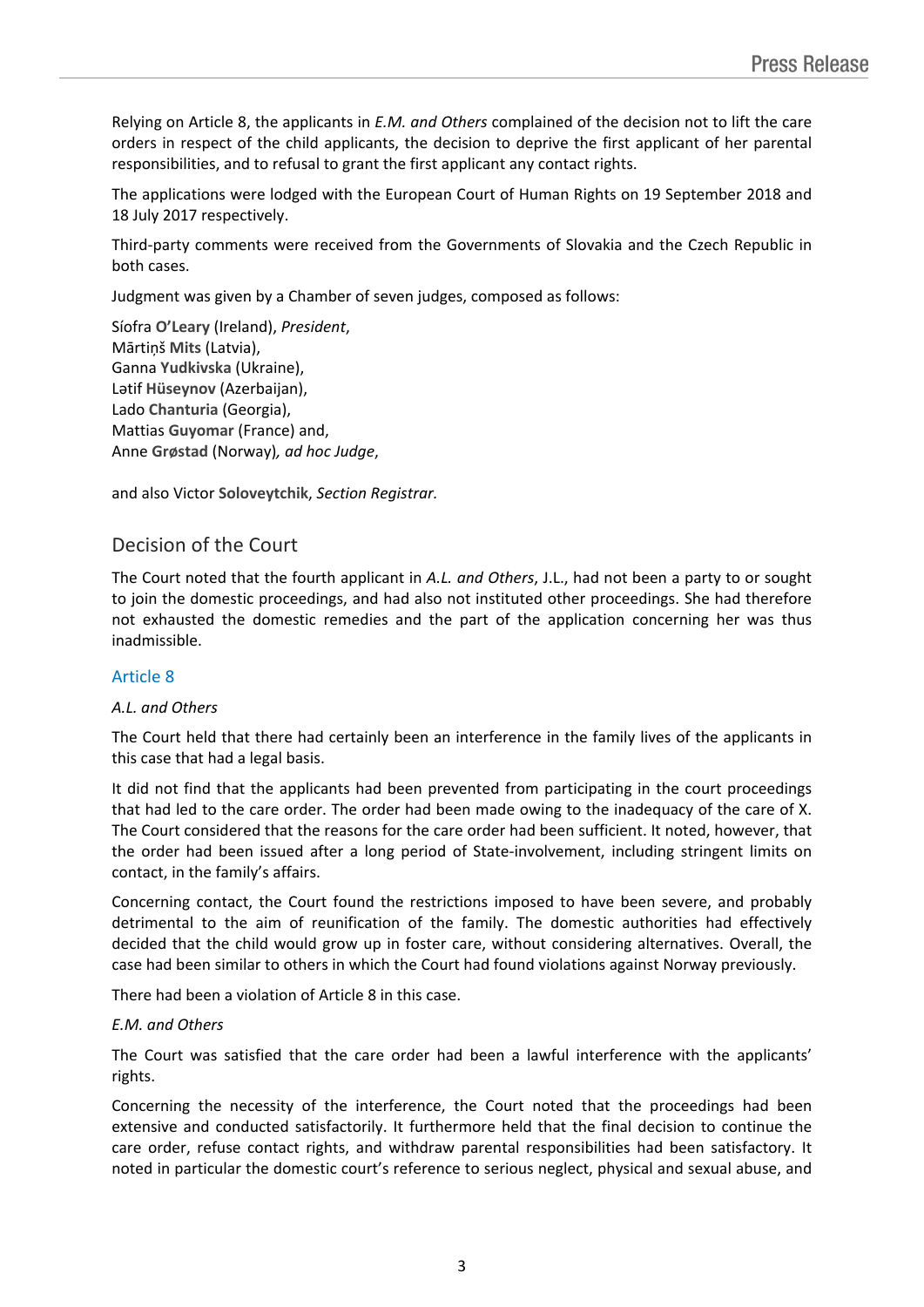Relying on Article 8, the applicants in *E.M. and Others* complained of the decision not to lift the care orders in respect of the child applicants, the decision to deprive the first applicant of her parental responsibilities, and to refusal to grant the first applicant any contact rights.

The applications were lodged with the European Court of Human Rights on 19 September 2018 and 18 July 2017 respectively.

Third-party comments were received from the Governments of Slovakia and the Czech Republic in both cases.

Judgment was given by a Chamber of seven judges, composed as follows:

Síofra **O'Leary** (Ireland), *President*,
Mārtiņš **Mits** (Latvia),
Ganna **Yudkivska** (Ukraine),
Lətif **Hüseynov** (Azerbaijan),
Lado **Chanturia** (Georgia),
Mattias **Guyomar** (France) and,
Anne **Grøstad** (Norway)*, ad hoc Judge*,

and also Victor **Soloveytchik**, *Section Registrar.*

## Decision of the Court

The Court noted that the fourth applicant in *A.L. and Others*, J.L., had not been a party to or sought to join the domestic proceedings, and had also not instituted other proceedings. She had therefore not exhausted the domestic remedies and the part of the application concerning her was thus inadmissible.

### Article 8

*A.L. and Others*

The Court held that there had certainly been an interference in the family lives of the applicants in this case that had a legal basis.

It did not find that the applicants had been prevented from participating in the court proceedings that had led to the care order. The order had been made owing to the inadequacy of the care of X. The Court considered that the reasons for the care order had been sufficient. It noted, however, that the order had been issued after a long period of State-involvement, including stringent limits on contact, in the family's affairs.

Concerning contact, the Court found the restrictions imposed to have been severe, and probably detrimental to the aim of reunification of the family. The domestic authorities had effectively decided that the child would grow up in foster care, without considering alternatives. Overall, the case had been similar to others in which the Court had found violations against Norway previously.

There had been a violation of Article 8 in this case.

*E.M. and Others*

The Court was satisfied that the care order had been a lawful interference with the applicants' rights.

Concerning the necessity of the interference, the Court noted that the proceedings had been extensive and conducted satisfactorily. It furthermore held that the final decision to continue the care order, refuse contact rights, and withdraw parental responsibilities had been satisfactory. It noted in particular the domestic court's reference to serious neglect, physical and sexual abuse, and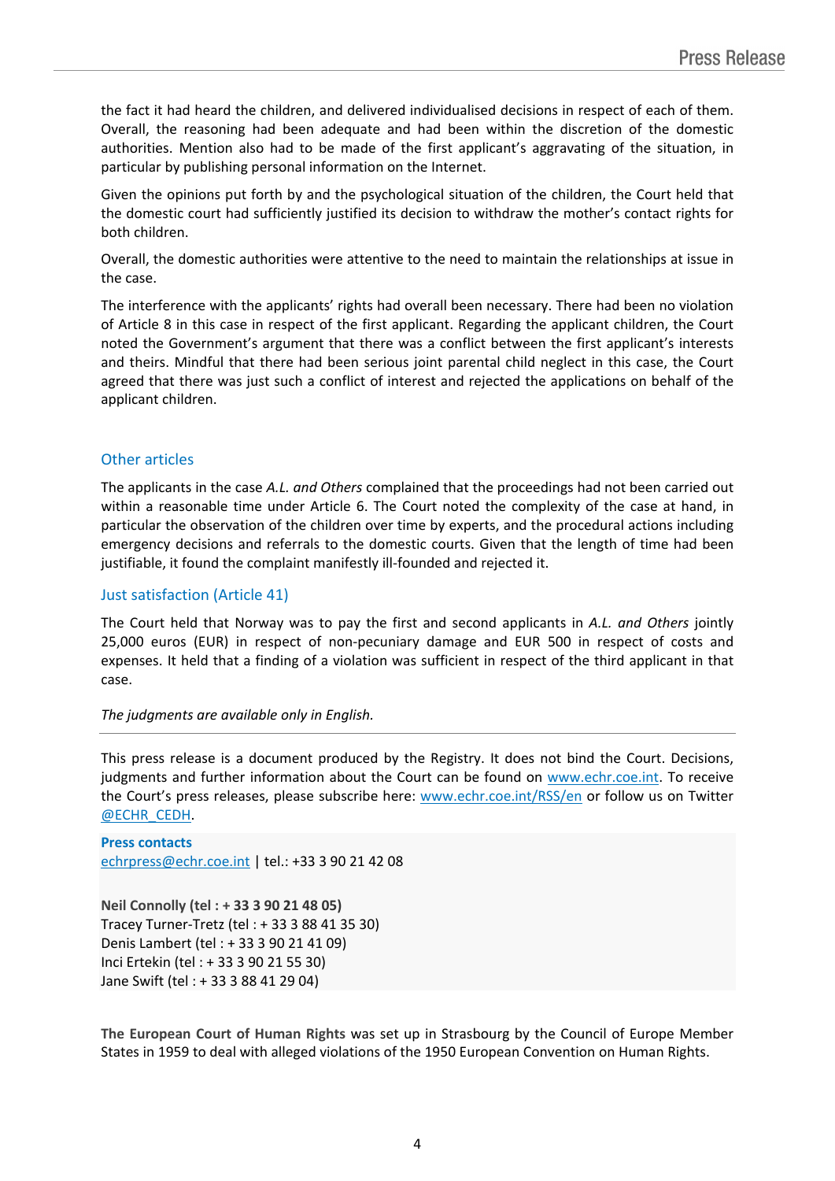the fact it had heard the children, and delivered individualised decisions in respect of each of them. Overall, the reasoning had been adequate and had been within the discretion of the domestic authorities. Mention also had to be made of the first applicant's aggravating of the situation, in particular by publishing personal information on the Internet.

Given the opinions put forth by and the psychological situation of the children, the Court held that the domestic court had sufficiently justified its decision to withdraw the mother's contact rights for both children.

Overall, the domestic authorities were attentive to the need to maintain the relationships at issue in the case.

The interference with the applicants' rights had overall been necessary. There had been no violation of Article 8 in this case in respect of the first applicant. Regarding the applicant children, the Court noted the Government's argument that there was a conflict between the first applicant's interests and theirs. Mindful that there had been serious joint parental child neglect in this case, the Court agreed that there was just such a conflict of interest and rejected the applications on behalf of the applicant children.

## Other articles

The applicants in the case *A.L. and Others* complained that the proceedings had not been carried out within a reasonable time under Article 6. The Court noted the complexity of the case at hand, in particular the observation of the children over time by experts, and the procedural actions including emergency decisions and referrals to the domestic courts. Given that the length of time had been justifiable, it found the complaint manifestly ill-founded and rejected it.

## Just satisfaction (Article 41)

The Court held that Norway was to pay the first and second applicants in *A.L. and Others* jointly 25,000 euros (EUR) in respect of non-pecuniary damage and EUR 500 in respect of costs and expenses. It held that a finding of a violation was sufficient in respect of the third applicant in that case.

*The judgments are available only in English.*

---

This press release is a document produced by the Registry. It does not bind the Court. Decisions, judgments and further information about the Court can be found on www.echr.coe.int. To receive the Court's press releases, please subscribe here: www.echr.coe.int/RSS/en or follow us on Twitter @ECHR_CEDH.

**Press contacts**
echrpress@echr.coe.int | tel.: +33 3 90 21 42 08

**Neil Connolly (tel : + 33 3 90 21 48 05)**
Tracey Turner-Tretz (tel : + 33 3 88 41 35 30)
Denis Lambert (tel : + 33 3 90 21 41 09)
Inci Ertekin (tel : + 33 3 90 21 55 30)
Jane Swift (tel : + 33 3 88 41 29 04)

**The European Court of Human Rights** was set up in Strasbourg by the Council of Europe Member States in 1959 to deal with alleged violations of the 1950 European Convention on Human Rights.